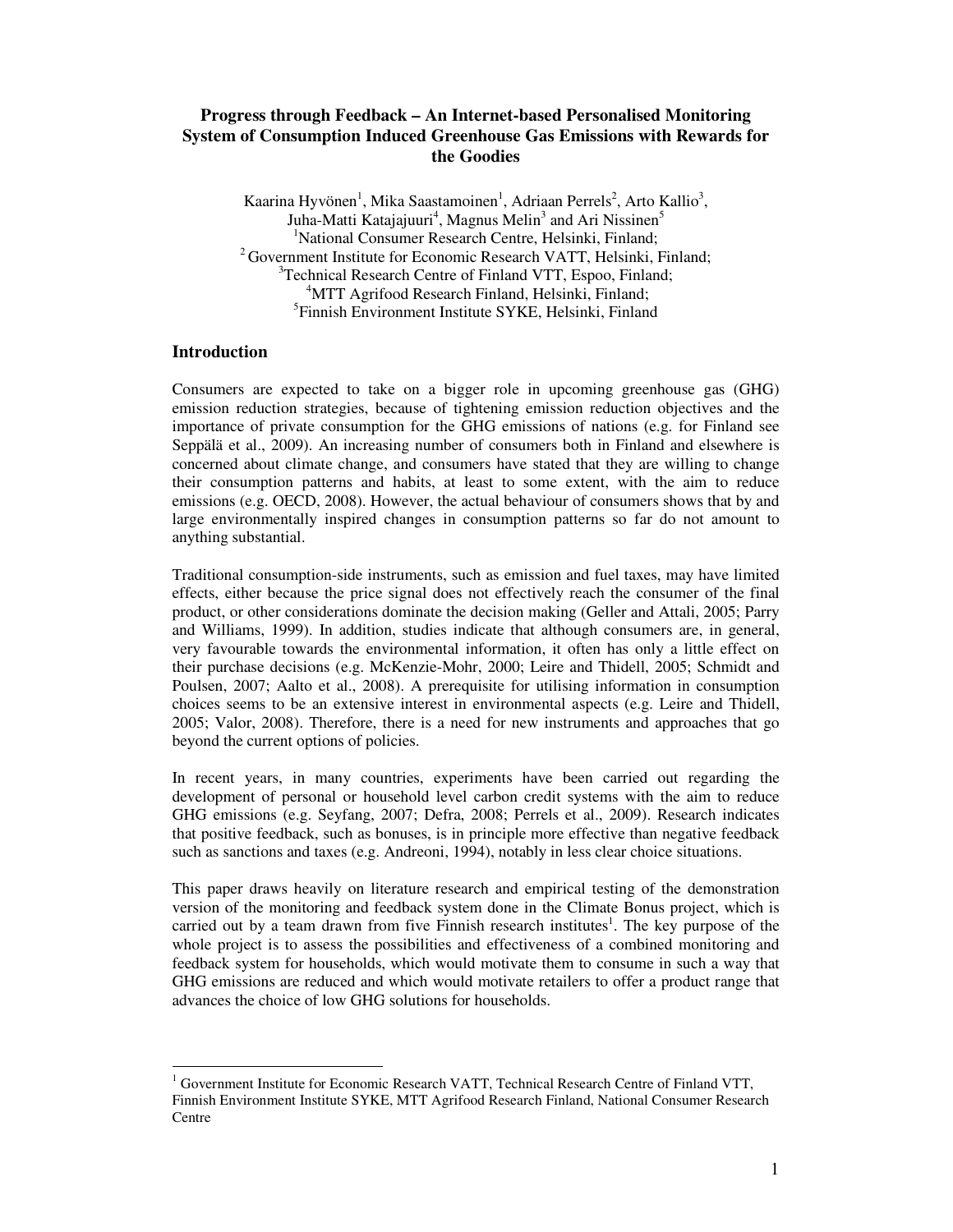# Progress through Feedback – An Internet-based Personalised Monitoring System of Consumption Induced Greenhouse Gas Emissions with Rewards for the Goodies

Kaarina Hyvönen[1], Mika Saastamoinen[1], Adriaan Perrels[2], Arto Kallio[3], Juha-Matti Katajajuuri[4], Magnus Melin[3] and Ari Nissinen[5]

[1]National Consumer Research Centre, Helsinki, Finland;
[2]Government Institute for Economic Research VATT, Helsinki, Finland;
[3]Technical Research Centre of Finland VTT, Espoo, Finland;
[4]MTT Agrifood Research Finland, Helsinki, Finland;
[5]Finnish Environment Institute SYKE, Helsinki, Finland

## Introduction

Consumers are expected to take on a bigger role in upcoming greenhouse gas (GHG) emission reduction strategies, because of tightening emission reduction objectives and the importance of private consumption for the GHG emissions of nations (e.g. for Finland see Seppälä et al., 2009). An increasing number of consumers both in Finland and elsewhere is concerned about climate change, and consumers have stated that they are willing to change their consumption patterns and habits, at least to some extent, with the aim to reduce emissions (e.g. OECD, 2008). However, the actual behaviour of consumers shows that by and large environmentally inspired changes in consumption patterns so far do not amount to anything substantial.

Traditional consumption-side instruments, such as emission and fuel taxes, may have limited effects, either because the price signal does not effectively reach the consumer of the final product, or other considerations dominate the decision making (Geller and Attali, 2005; Parry and Williams, 1999). In addition, studies indicate that although consumers are, in general, very favourable towards the environmental information, it often has only a little effect on their purchase decisions (e.g. McKenzie-Mohr, 2000; Leire and Thidell, 2005; Schmidt and Poulsen, 2007; Aalto et al., 2008). A prerequisite for utilising information in consumption choices seems to be an extensive interest in environmental aspects (e.g. Leire and Thidell, 2005; Valor, 2008). Therefore, there is a need for new instruments and approaches that go beyond the current options of policies.

In recent years, in many countries, experiments have been carried out regarding the development of personal or household level carbon credit systems with the aim to reduce GHG emissions (e.g. Seyfang, 2007; Defra, 2008; Perrels et al., 2009). Research indicates that positive feedback, such as bonuses, is in principle more effective than negative feedback such as sanctions and taxes (e.g. Andreoni, 1994), notably in less clear choice situations.

This paper draws heavily on literature research and empirical testing of the demonstration version of the monitoring and feedback system done in the Climate Bonus project, which is carried out by a team drawn from five Finnish research institutes[1]. The key purpose of the whole project is to assess the possibilities and effectiveness of a combined monitoring and feedback system for households, which would motivate them to consume in such a way that GHG emissions are reduced and which would motivate retailers to offer a product range that advances the choice of low GHG solutions for households.

[1] Government Institute for Economic Research VATT, Technical Research Centre of Finland VTT, Finnish Environment Institute SYKE, MTT Agrifood Research Finland, National Consumer Research Centre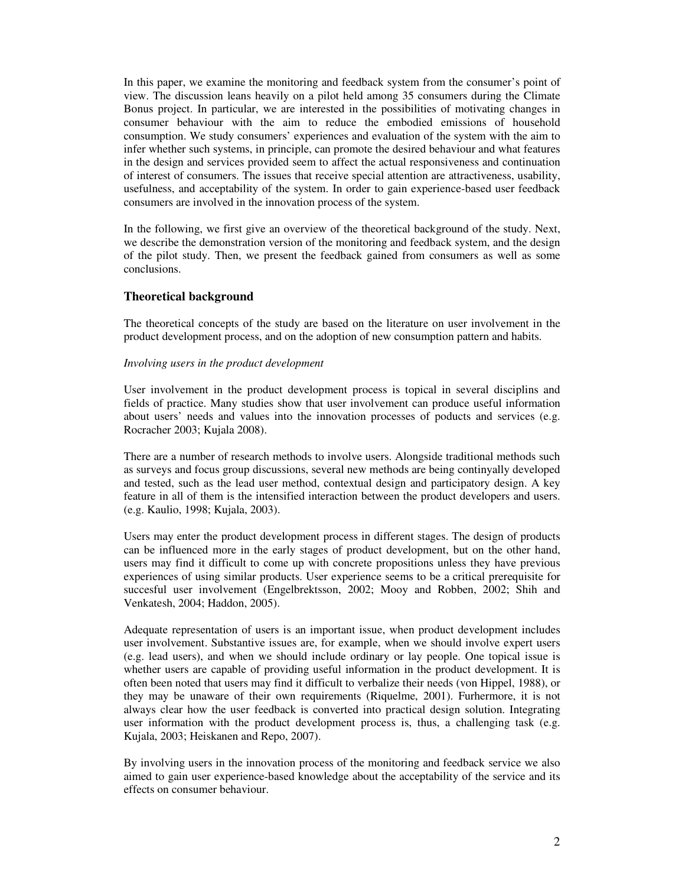In this paper, we examine the monitoring and feedback system from the consumer's point of view. The discussion leans heavily on a pilot held among 35 consumers during the Climate Bonus project. In particular, we are interested in the possibilities of motivating changes in consumer behaviour with the aim to reduce the embodied emissions of household consumption. We study consumers' experiences and evaluation of the system with the aim to infer whether such systems, in principle, can promote the desired behaviour and what features in the design and services provided seem to affect the actual responsiveness and continuation of interest of consumers. The issues that receive special attention are attractiveness, usability, usefulness, and acceptability of the system. In order to gain experience-based user feedback consumers are involved in the innovation process of the system.

In the following, we first give an overview of the theoretical background of the study. Next, we describe the demonstration version of the monitoring and feedback system, and the design of the pilot study. Then, we present the feedback gained from consumers as well as some conclusions.

## Theoretical background

The theoretical concepts of the study are based on the literature on user involvement in the product development process, and on the adoption of new consumption pattern and habits.

*Involving users in the product development*

User involvement in the product development process is topical in several disciplins and fields of practice. Many studies show that user involvement can produce useful information about users' needs and values into the innovation processes of poducts and services (e.g. Rocracher 2003; Kujala 2008).

There are a number of research methods to involve users. Alongside traditional methods such as surveys and focus group discussions, several new methods are being continyally developed and tested, such as the lead user method, contextual design and participatory design. A key feature in all of them is the intensified interaction between the product developers and users. (e.g. Kaulio, 1998; Kujala, 2003).

Users may enter the product development process in different stages. The design of products can be influenced more in the early stages of product development, but on the other hand, users may find it difficult to come up with concrete propositions unless they have previous experiences of using similar products. User experience seems to be a critical prerequisite for succesful user involvement (Engelbrektsson, 2002; Mooy and Robben, 2002; Shih and Venkatesh, 2004; Haddon, 2005).

Adequate representation of users is an important issue, when product development includes user involvement. Substantive issues are, for example, when we should involve expert users (e.g. lead users), and when we should include ordinary or lay people. One topical issue is whether users are capable of providing useful information in the product development. It is often been noted that users may find it difficult to verbalize their needs (von Hippel, 1988), or they may be unaware of their own requirements (Riquelme, 2001). Furhermore, it is not always clear how the user feedback is converted into practical design solution. Integrating user information with the product development process is, thus, a challenging task (e.g. Kujala, 2003; Heiskanen and Repo, 2007).

By involving users in the innovation process of the monitoring and feedback service we also aimed to gain user experience-based knowledge about the acceptability of the service and its effects on consumer behaviour.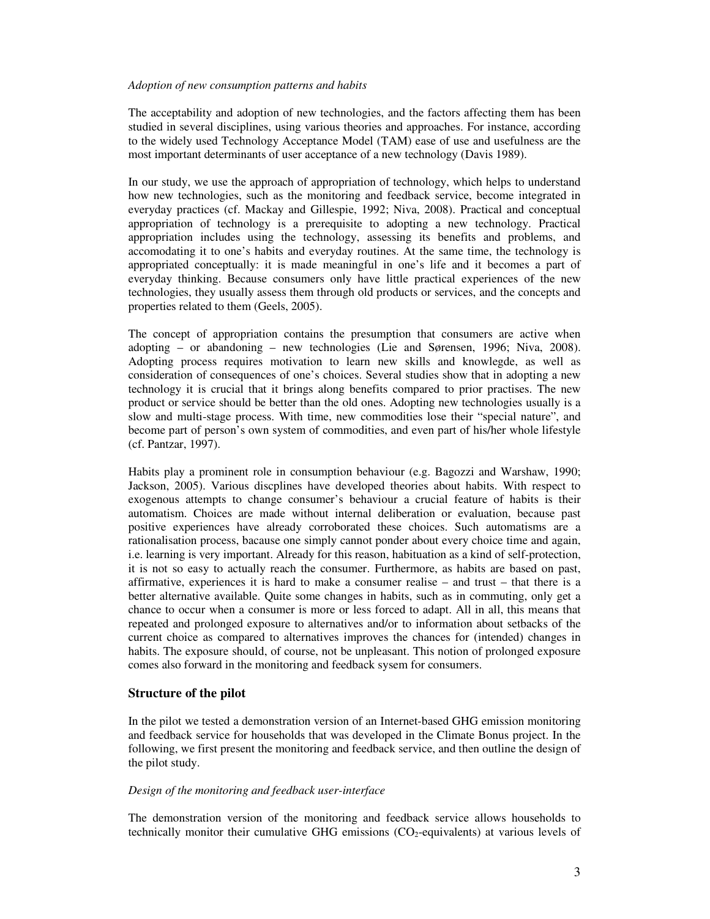*Adoption of new consumption patterns and habits*

The acceptability and adoption of new technologies, and the factors affecting them has been studied in several disciplines, using various theories and approaches. For instance, according to the widely used Technology Acceptance Model (TAM) ease of use and usefulness are the most important determinants of user acceptance of a new technology (Davis 1989).

In our study, we use the approach of appropriation of technology, which helps to understand how new technologies, such as the monitoring and feedback service, become integrated in everyday practices (cf. Mackay and Gillespie, 1992; Niva, 2008). Practical and conceptual appropriation of technology is a prerequisite to adopting a new technology. Practical appropriation includes using the technology, assessing its benefits and problems, and accomodating it to one's habits and everyday routines. At the same time, the technology is appropriated conceptually: it is made meaningful in one's life and it becomes a part of everyday thinking. Because consumers only have little practical experiences of the new technologies, they usually assess them through old products or services, and the concepts and properties related to them (Geels, 2005).

The concept of appropriation contains the presumption that consumers are active when adopting – or abandoning – new technologies (Lie and Sørensen, 1996; Niva, 2008). Adopting process requires motivation to learn new skills and knowlegde, as well as consideration of consequences of one's choices. Several studies show that in adopting a new technology it is crucial that it brings along benefits compared to prior practises. The new product or service should be better than the old ones. Adopting new technologies usually is a slow and multi-stage process. With time, new commodities lose their "special nature", and become part of person's own system of commodities, and even part of his/her whole lifestyle (cf. Pantzar, 1997).

Habits play a prominent role in consumption behaviour (e.g. Bagozzi and Warshaw, 1990; Jackson, 2005). Various discplines have developed theories about habits. With respect to exogenous attempts to change consumer's behaviour a crucial feature of habits is their automatism. Choices are made without internal deliberation or evaluation, because past positive experiences have already corroborated these choices. Such automatisms are a rationalisation process, bacause one simply cannot ponder about every choice time and again, i.e. learning is very important. Already for this reason, habituation as a kind of self-protection, it is not so easy to actually reach the consumer. Furthermore, as habits are based on past, affirmative, experiences it is hard to make a consumer realise – and trust – that there is a better alternative available. Quite some changes in habits, such as in commuting, only get a chance to occur when a consumer is more or less forced to adapt. All in all, this means that repeated and prolonged exposure to alternatives and/or to information about setbacks of the current choice as compared to alternatives improves the chances for (intended) changes in habits. The exposure should, of course, not be unpleasant. This notion of prolonged exposure comes also forward in the monitoring and feedback sysem for consumers.

## Structure of the pilot

In the pilot we tested a demonstration version of an Internet-based GHG emission monitoring and feedback service for households that was developed in the Climate Bonus project. In the following, we first present the monitoring and feedback service, and then outline the design of the pilot study.

*Design of the monitoring and feedback user-interface*

The demonstration version of the monitoring and feedback service allows households to technically monitor their cumulative GHG emissions ($CO_2$-equivalents) at various levels of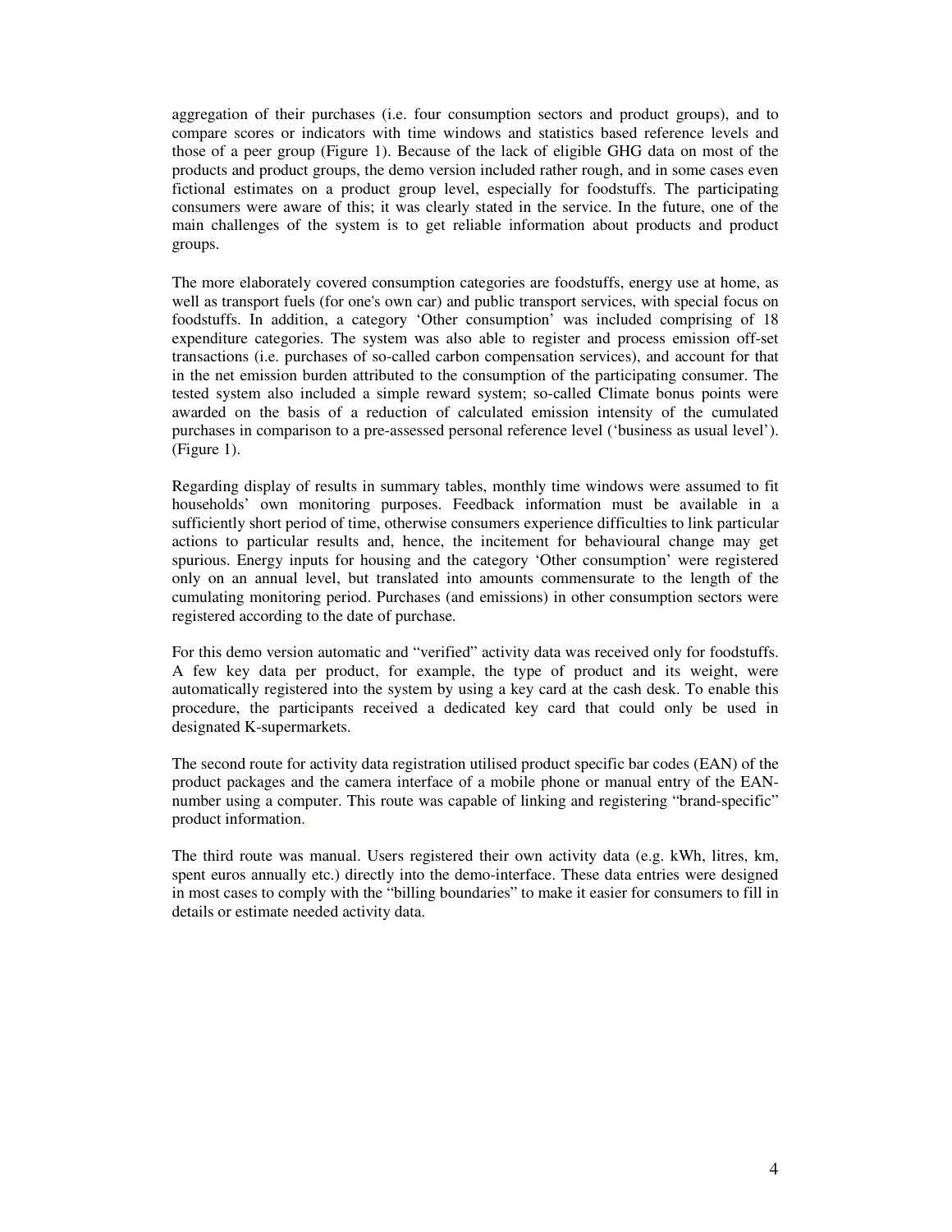aggregation of their purchases (i.e. four consumption sectors and product groups), and to compare scores or indicators with time windows and statistics based reference levels and those of a peer group (Figure 1). Because of the lack of eligible GHG data on most of the products and product groups, the demo version included rather rough, and in some cases even fictional estimates on a product group level, especially for foodstuffs. The participating consumers were aware of this; it was clearly stated in the service. In the future, one of the main challenges of the system is to get reliable information about products and product groups.

The more elaborately covered consumption categories are foodstuffs, energy use at home, as well as transport fuels (for one's own car) and public transport services, with special focus on foodstuffs. In addition, a category 'Other consumption' was included comprising of 18 expenditure categories. The system was also able to register and process emission off-set transactions (i.e. purchases of so-called carbon compensation services), and account for that in the net emission burden attributed to the consumption of the participating consumer. The tested system also included a simple reward system; so-called Climate bonus points were awarded on the basis of a reduction of calculated emission intensity of the cumulated purchases in comparison to a pre-assessed personal reference level ('business as usual level'). (Figure 1).

Regarding display of results in summary tables, monthly time windows were assumed to fit households' own monitoring purposes. Feedback information must be available in a sufficiently short period of time, otherwise consumers experience difficulties to link particular actions to particular results and, hence, the incitement for behavioural change may get spurious. Energy inputs for housing and the category 'Other consumption' were registered only on an annual level, but translated into amounts commensurate to the length of the cumulating monitoring period. Purchases (and emissions) in other consumption sectors were registered according to the date of purchase.

For this demo version automatic and "verified" activity data was received only for foodstuffs. A few key data per product, for example, the type of product and its weight, were automatically registered into the system by using a key card at the cash desk. To enable this procedure, the participants received a dedicated key card that could only be used in designated K-supermarkets.

The second route for activity data registration utilised product specific bar codes (EAN) of the product packages and the camera interface of a mobile phone or manual entry of the EAN-number using a computer. This route was capable of linking and registering "brand-specific" product information.

The third route was manual. Users registered their own activity data (e.g. kWh, litres, km, spent euros annually etc.) directly into the demo-interface. These data entries were designed in most cases to comply with the "billing boundaries" to make it easier for consumers to fill in details or estimate needed activity data.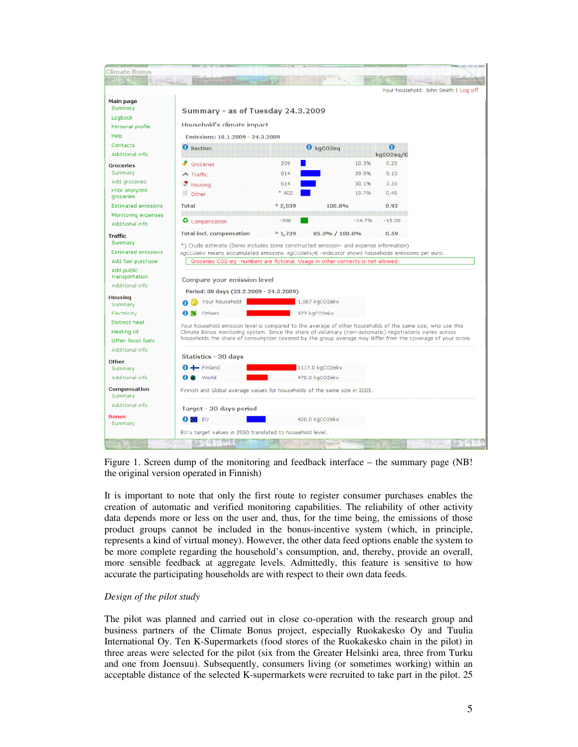| Section | kgCO2eq | | | kgCO2eq/€ |
|---|---|---|---|---|
| Groceries | 209 | | 10.3% | 0.20 |
| Traffic | 814 | | 39.9% | 9.10 |
| Housing | 614 | | 30.1% | 3.33 |
| Other | * 402 | | 19.7% | 0.45 |
| Total | * 2,039 | 100.0% | | 0.92 |
| Compensation | -300 | | -14.7% | -15.00 |
| Total incl. compensation | * 1,739 | 85.3% / 100.0% | | 0.59 |

Figure 1. Screen dump of the monitoring and feedback interface – the summary page (NB! the original version operated in Finnish)

It is important to note that only the first route to register consumer purchases enables the creation of automatic and verified monitoring capabilities. The reliability of other activity data depends more or less on the user and, thus, for the time being, the emissions of those product groups cannot be included in the bonus-incentive system (which, in principle, represents a kind of virtual money). However, the other data feed options enable the system to be more complete regarding the household's consumption, and, thereby, provide an overall, more sensible feedback at aggregate levels. Admittedly, this feature is sensitive to how accurate the participating households are with respect to their own data feeds.

*Design of the pilot study*

The pilot was planned and carried out in close co-operation with the research group and business partners of the Climate Bonus project, especially Ruokakesko Oy and Tuulia International Oy. Ten K-Supermarkets (food stores of the Ruokakesko chain in the pilot) in three areas were selected for the pilot (six from the Greater Helsinki area, three from Turku and one from Joensuu). Subsequently, consumers living (or sometimes working) within an acceptable distance of the selected K-supermarkets were recruited to take part in the pilot. 25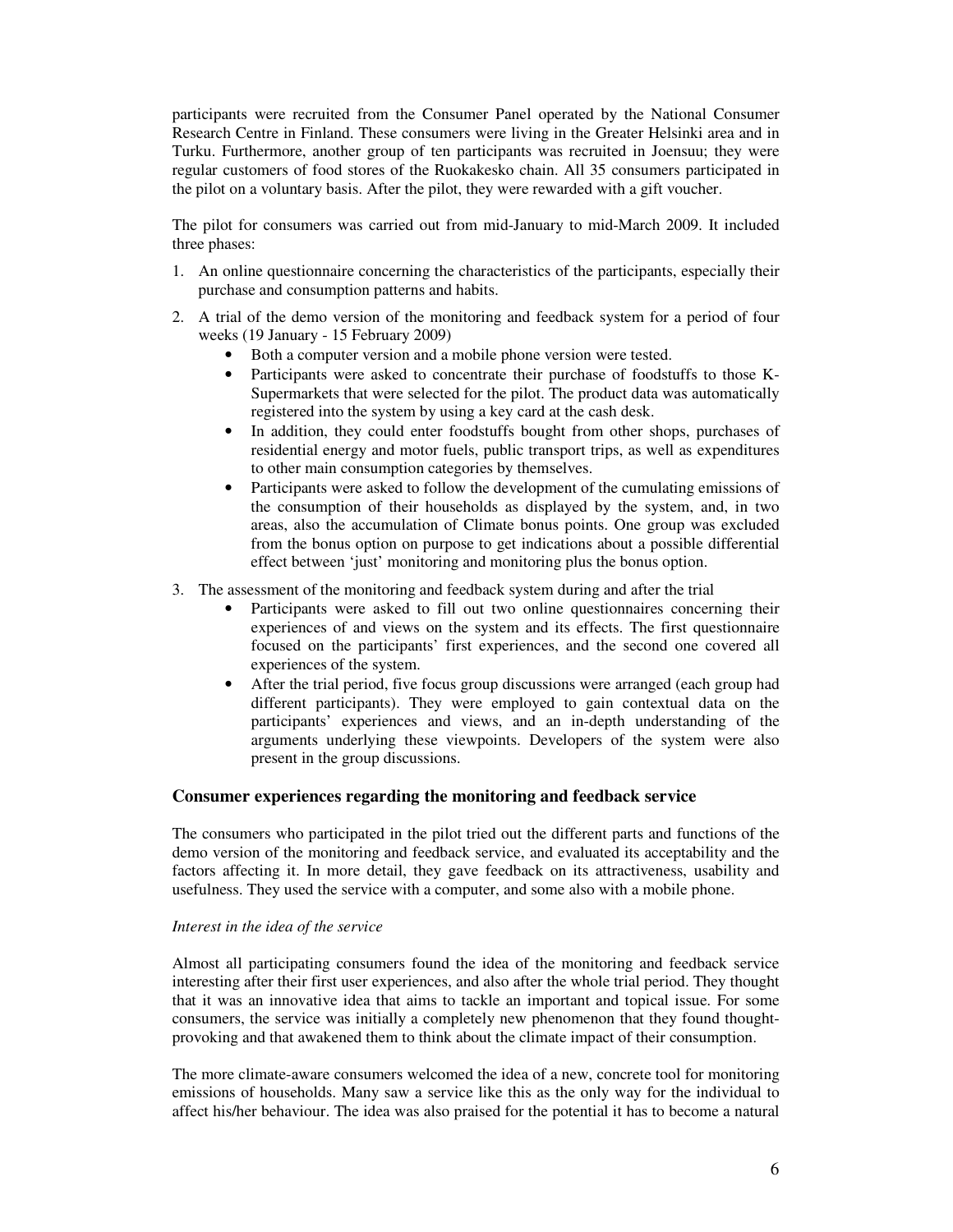participants were recruited from the Consumer Panel operated by the National Consumer Research Centre in Finland. These consumers were living in the Greater Helsinki area and in Turku. Furthermore, another group of ten participants was recruited in Joensuu; they were regular customers of food stores of the Ruokakesko chain. All 35 consumers participated in the pilot on a voluntary basis. After the pilot, they were rewarded with a gift voucher.

The pilot for consumers was carried out from mid-January to mid-March 2009. It included three phases:

1. An online questionnaire concerning the characteristics of the participants, especially their purchase and consumption patterns and habits.
2. A trial of the demo version of the monitoring and feedback system for a period of four weeks (19 January - 15 February 2009)
   - Both a computer version and a mobile phone version were tested.
   - Participants were asked to concentrate their purchase of foodstuffs to those K-Supermarkets that were selected for the pilot. The product data was automatically registered into the system by using a key card at the cash desk.
   - In addition, they could enter foodstuffs bought from other shops, purchases of residential energy and motor fuels, public transport trips, as well as expenditures to other main consumption categories by themselves.
   - Participants were asked to follow the development of the cumulating emissions of the consumption of their households as displayed by the system, and, in two areas, also the accumulation of Climate bonus points. One group was excluded from the bonus option on purpose to get indications about a possible differential effect between 'just' monitoring and monitoring plus the bonus option.
3. The assessment of the monitoring and feedback system during and after the trial
   - Participants were asked to fill out two online questionnaires concerning their experiences of and views on the system and its effects. The first questionnaire focused on the participants' first experiences, and the second one covered all experiences of the system.
   - After the trial period, five focus group discussions were arranged (each group had different participants). They were employed to gain contextual data on the participants' experiences and views, and an in-depth understanding of the arguments underlying these viewpoints. Developers of the system were also present in the group discussions.

### Consumer experiences regarding the monitoring and feedback service

The consumers who participated in the pilot tried out the different parts and functions of the demo version of the monitoring and feedback service, and evaluated its acceptability and the factors affecting it. In more detail, they gave feedback on its attractiveness, usability and usefulness. They used the service with a computer, and some also with a mobile phone.

*Interest in the idea of the service*

Almost all participating consumers found the idea of the monitoring and feedback service interesting after their first user experiences, and also after the whole trial period. They thought that it was an innovative idea that aims to tackle an important and topical issue. For some consumers, the service was initially a completely new phenomenon that they found thought-provoking and that awakened them to think about the climate impact of their consumption.

The more climate-aware consumers welcomed the idea of a new, concrete tool for monitoring emissions of households. Many saw a service like this as the only way for the individual to affect his/her behaviour. The idea was also praised for the potential it has to become a natural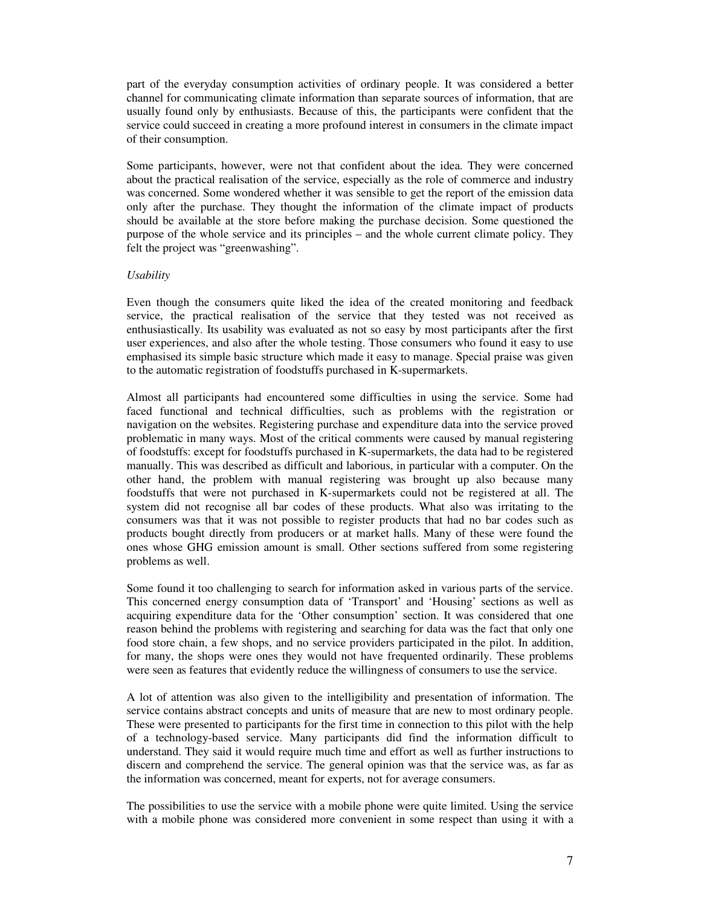part of the everyday consumption activities of ordinary people. It was considered a better channel for communicating climate information than separate sources of information, that are usually found only by enthusiasts. Because of this, the participants were confident that the service could succeed in creating a more profound interest in consumers in the climate impact of their consumption.

Some participants, however, were not that confident about the idea. They were concerned about the practical realisation of the service, especially as the role of commerce and industry was concerned. Some wondered whether it was sensible to get the report of the emission data only after the purchase. They thought the information of the climate impact of products should be available at the store before making the purchase decision. Some questioned the purpose of the whole service and its principles – and the whole current climate policy. They felt the project was "greenwashing".

*Usability*

Even though the consumers quite liked the idea of the created monitoring and feedback service, the practical realisation of the service that they tested was not received as enthusiastically. Its usability was evaluated as not so easy by most participants after the first user experiences, and also after the whole testing. Those consumers who found it easy to use emphasised its simple basic structure which made it easy to manage. Special praise was given to the automatic registration of foodstuffs purchased in K-supermarkets.

Almost all participants had encountered some difficulties in using the service. Some had faced functional and technical difficulties, such as problems with the registration or navigation on the websites. Registering purchase and expenditure data into the service proved problematic in many ways. Most of the critical comments were caused by manual registering of foodstuffs: except for foodstuffs purchased in K-supermarkets, the data had to be registered manually. This was described as difficult and laborious, in particular with a computer. On the other hand, the problem with manual registering was brought up also because many foodstuffs that were not purchased in K-supermarkets could not be registered at all. The system did not recognise all bar codes of these products. What also was irritating to the consumers was that it was not possible to register products that had no bar codes such as products bought directly from producers or at market halls. Many of these were found the ones whose GHG emission amount is small. Other sections suffered from some registering problems as well.

Some found it too challenging to search for information asked in various parts of the service. This concerned energy consumption data of 'Transport' and 'Housing' sections as well as acquiring expenditure data for the 'Other consumption' section. It was considered that one reason behind the problems with registering and searching for data was the fact that only one food store chain, a few shops, and no service providers participated in the pilot. In addition, for many, the shops were ones they would not have frequented ordinarily. These problems were seen as features that evidently reduce the willingness of consumers to use the service.

A lot of attention was also given to the intelligibility and presentation of information. The service contains abstract concepts and units of measure that are new to most ordinary people. These were presented to participants for the first time in connection to this pilot with the help of a technology-based service. Many participants did find the information difficult to understand. They said it would require much time and effort as well as further instructions to discern and comprehend the service. The general opinion was that the service was, as far as the information was concerned, meant for experts, not for average consumers.

The possibilities to use the service with a mobile phone were quite limited. Using the service with a mobile phone was considered more convenient in some respect than using it with a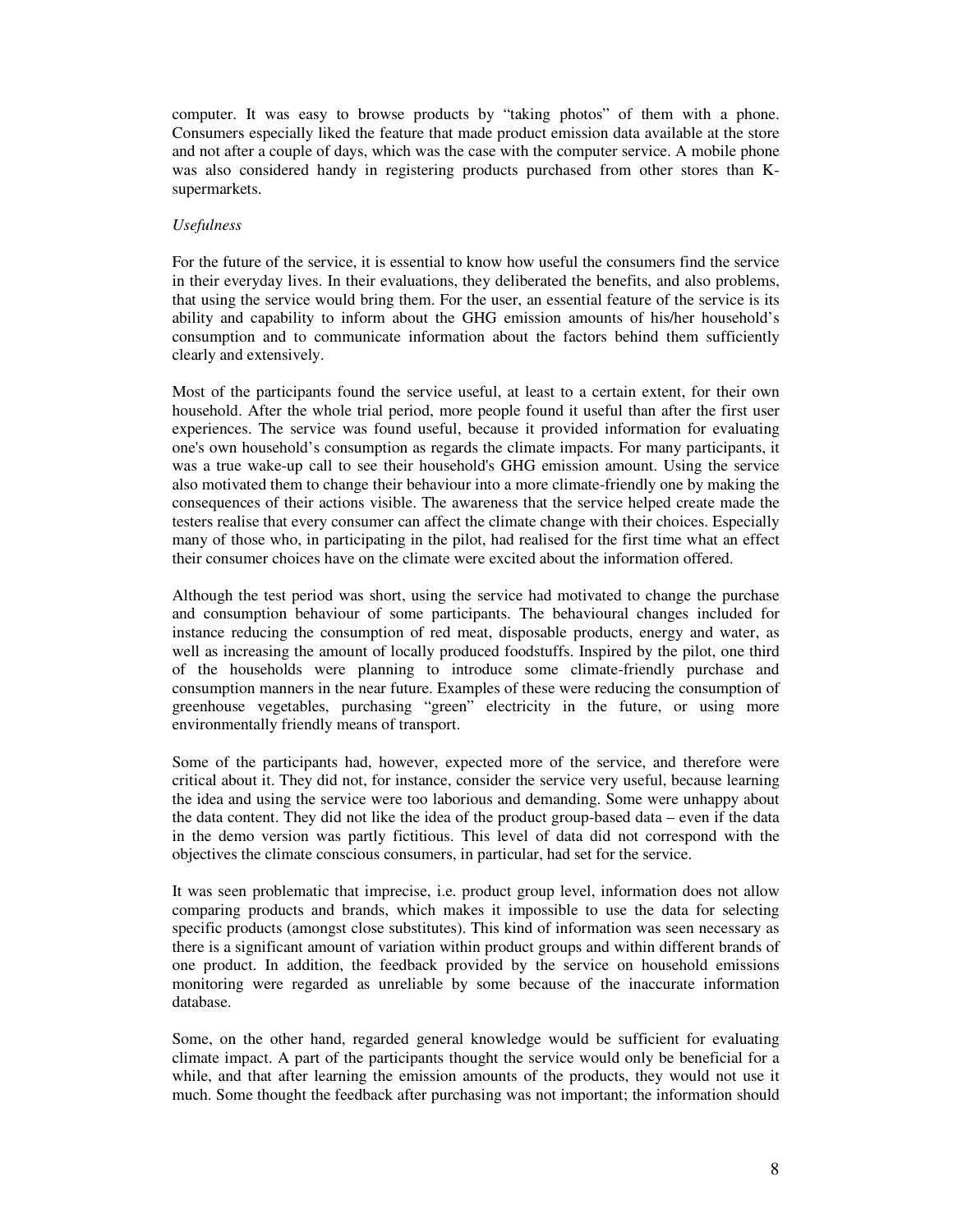computer. It was easy to browse products by "taking photos" of them with a phone. Consumers especially liked the feature that made product emission data available at the store and not after a couple of days, which was the case with the computer service. A mobile phone was also considered handy in registering products purchased from other stores than K-supermarkets.

*Usefulness*

For the future of the service, it is essential to know how useful the consumers find the service in their everyday lives. In their evaluations, they deliberated the benefits, and also problems, that using the service would bring them. For the user, an essential feature of the service is its ability and capability to inform about the GHG emission amounts of his/her household's consumption and to communicate information about the factors behind them sufficiently clearly and extensively.

Most of the participants found the service useful, at least to a certain extent, for their own household. After the whole trial period, more people found it useful than after the first user experiences. The service was found useful, because it provided information for evaluating one's own household's consumption as regards the climate impacts. For many participants, it was a true wake-up call to see their household's GHG emission amount. Using the service also motivated them to change their behaviour into a more climate-friendly one by making the consequences of their actions visible. The awareness that the service helped create made the testers realise that every consumer can affect the climate change with their choices. Especially many of those who, in participating in the pilot, had realised for the first time what an effect their consumer choices have on the climate were excited about the information offered.

Although the test period was short, using the service had motivated to change the purchase and consumption behaviour of some participants. The behavioural changes included for instance reducing the consumption of red meat, disposable products, energy and water, as well as increasing the amount of locally produced foodstuffs. Inspired by the pilot, one third of the households were planning to introduce some climate-friendly purchase and consumption manners in the near future. Examples of these were reducing the consumption of greenhouse vegetables, purchasing "green" electricity in the future, or using more environmentally friendly means of transport.

Some of the participants had, however, expected more of the service, and therefore were critical about it. They did not, for instance, consider the service very useful, because learning the idea and using the service were too laborious and demanding. Some were unhappy about the data content. They did not like the idea of the product group-based data – even if the data in the demo version was partly fictitious. This level of data did not correspond with the objectives the climate conscious consumers, in particular, had set for the service.

It was seen problematic that imprecise, i.e. product group level, information does not allow comparing products and brands, which makes it impossible to use the data for selecting specific products (amongst close substitutes). This kind of information was seen necessary as there is a significant amount of variation within product groups and within different brands of one product. In addition, the feedback provided by the service on household emissions monitoring were regarded as unreliable by some because of the inaccurate information database.

Some, on the other hand, regarded general knowledge would be sufficient for evaluating climate impact. A part of the participants thought the service would only be beneficial for a while, and that after learning the emission amounts of the products, they would not use it much. Some thought the feedback after purchasing was not important; the information should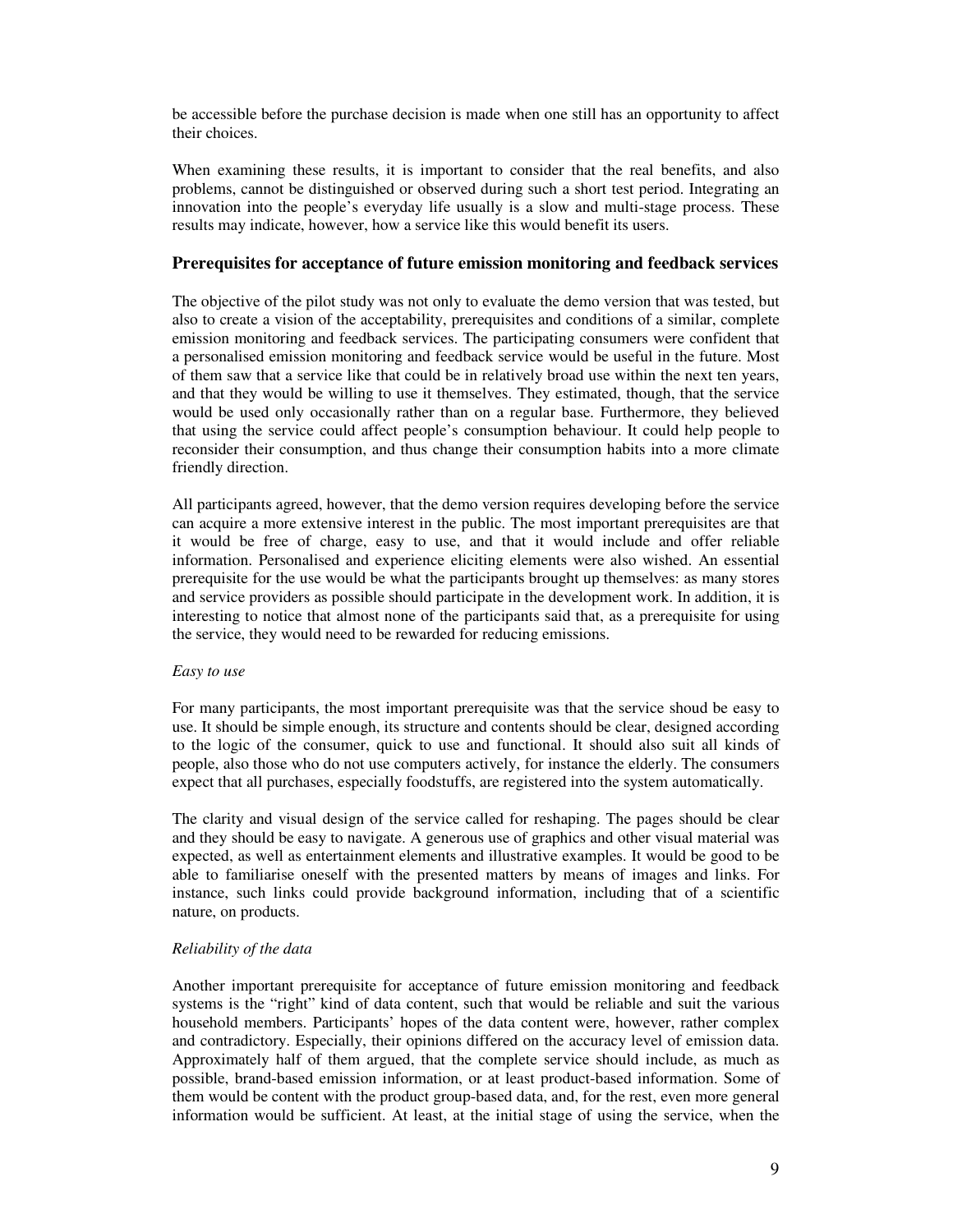be accessible before the purchase decision is made when one still has an opportunity to affect their choices.

When examining these results, it is important to consider that the real benefits, and also problems, cannot be distinguished or observed during such a short test period. Integrating an innovation into the people's everyday life usually is a slow and multi-stage process. These results may indicate, however, how a service like this would benefit its users.

## Prerequisites for acceptance of future emission monitoring and feedback services

The objective of the pilot study was not only to evaluate the demo version that was tested, but also to create a vision of the acceptability, prerequisites and conditions of a similar, complete emission monitoring and feedback services. The participating consumers were confident that a personalised emission monitoring and feedback service would be useful in the future. Most of them saw that a service like that could be in relatively broad use within the next ten years, and that they would be willing to use it themselves. They estimated, though, that the service would be used only occasionally rather than on a regular base. Furthermore, they believed that using the service could affect people's consumption behaviour. It could help people to reconsider their consumption, and thus change their consumption habits into a more climate friendly direction.

All participants agreed, however, that the demo version requires developing before the service can acquire a more extensive interest in the public. The most important prerequisites are that it would be free of charge, easy to use, and that it would include and offer reliable information. Personalised and experience eliciting elements were also wished. An essential prerequisite for the use would be what the participants brought up themselves: as many stores and service providers as possible should participate in the development work. In addition, it is interesting to notice that almost none of the participants said that, as a prerequisite for using the service, they would need to be rewarded for reducing emissions.

*Easy to use*

For many participants, the most important prerequisite was that the service shoud be easy to use. It should be simple enough, its structure and contents should be clear, designed according to the logic of the consumer, quick to use and functional. It should also suit all kinds of people, also those who do not use computers actively, for instance the elderly. The consumers expect that all purchases, especially foodstuffs, are registered into the system automatically.

The clarity and visual design of the service called for reshaping. The pages should be clear and they should be easy to navigate. A generous use of graphics and other visual material was expected, as well as entertainment elements and illustrative examples. It would be good to be able to familiarise oneself with the presented matters by means of images and links. For instance, such links could provide background information, including that of a scientific nature, on products.

*Reliability of the data*

Another important prerequisite for acceptance of future emission monitoring and feedback systems is the "right" kind of data content, such that would be reliable and suit the various household members. Participants' hopes of the data content were, however, rather complex and contradictory. Especially, their opinions differed on the accuracy level of emission data. Approximately half of them argued, that the complete service should include, as much as possible, brand-based emission information, or at least product-based information. Some of them would be content with the product group-based data, and, for the rest, even more general information would be sufficient. At least, at the initial stage of using the service, when the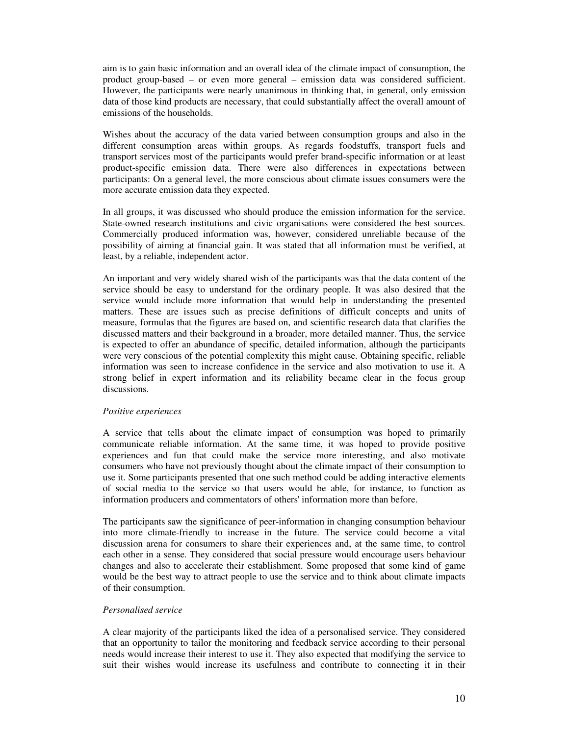aim is to gain basic information and an overall idea of the climate impact of consumption, the product group-based – or even more general – emission data was considered sufficient. However, the participants were nearly unanimous in thinking that, in general, only emission data of those kind products are necessary, that could substantially affect the overall amount of emissions of the households.

Wishes about the accuracy of the data varied between consumption groups and also in the different consumption areas within groups. As regards foodstuffs, transport fuels and transport services most of the participants would prefer brand-specific information or at least product-specific emission data. There were also differences in expectations between participants: On a general level, the more conscious about climate issues consumers were the more accurate emission data they expected.

In all groups, it was discussed who should produce the emission information for the service. State-owned research institutions and civic organisations were considered the best sources. Commercially produced information was, however, considered unreliable because of the possibility of aiming at financial gain. It was stated that all information must be verified, at least, by a reliable, independent actor.

An important and very widely shared wish of the participants was that the data content of the service should be easy to understand for the ordinary people. It was also desired that the service would include more information that would help in understanding the presented matters. These are issues such as precise definitions of difficult concepts and units of measure, formulas that the figures are based on, and scientific research data that clarifies the discussed matters and their background in a broader, more detailed manner. Thus, the service is expected to offer an abundance of specific, detailed information, although the participants were very conscious of the potential complexity this might cause. Obtaining specific, reliable information was seen to increase confidence in the service and also motivation to use it. A strong belief in expert information and its reliability became clear in the focus group discussions.

*Positive experiences*

A service that tells about the climate impact of consumption was hoped to primarily communicate reliable information. At the same time, it was hoped to provide positive experiences and fun that could make the service more interesting, and also motivate consumers who have not previously thought about the climate impact of their consumption to use it. Some participants presented that one such method could be adding interactive elements of social media to the service so that users would be able, for instance, to function as information producers and commentators of others' information more than before.

The participants saw the significance of peer-information in changing consumption behaviour into more climate-friendly to increase in the future. The service could become a vital discussion arena for consumers to share their experiences and, at the same time, to control each other in a sense. They considered that social pressure would encourage users behaviour changes and also to accelerate their establishment. Some proposed that some kind of game would be the best way to attract people to use the service and to think about climate impacts of their consumption.

*Personalised service*

A clear majority of the participants liked the idea of a personalised service. They considered that an opportunity to tailor the monitoring and feedback service according to their personal needs would increase their interest to use it. They also expected that modifying the service to suit their wishes would increase its usefulness and contribute to connecting it in their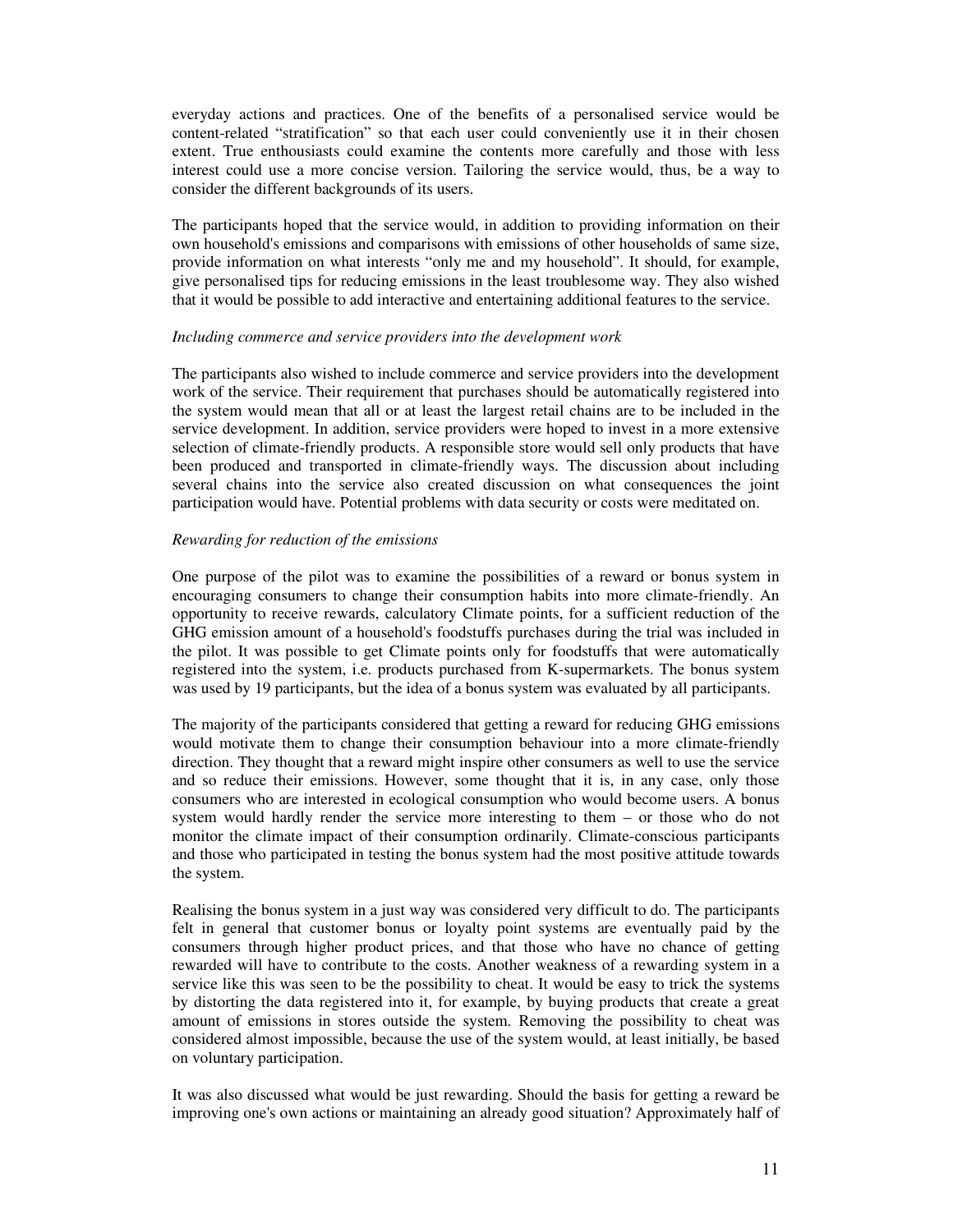everyday actions and practices. One of the benefits of a personalised service would be content-related "stratification" so that each user could conveniently use it in their chosen extent. True enthousiasts could examine the contents more carefully and those with less interest could use a more concise version. Tailoring the service would, thus, be a way to consider the different backgrounds of its users.

The participants hoped that the service would, in addition to providing information on their own household's emissions and comparisons with emissions of other households of same size, provide information on what interests "only me and my household". It should, for example, give personalised tips for reducing emissions in the least troublesome way. They also wished that it would be possible to add interactive and entertaining additional features to the service.

*Including commerce and service providers into the development work*

The participants also wished to include commerce and service providers into the development work of the service. Their requirement that purchases should be automatically registered into the system would mean that all or at least the largest retail chains are to be included in the service development. In addition, service providers were hoped to invest in a more extensive selection of climate-friendly products. A responsible store would sell only products that have been produced and transported in climate-friendly ways. The discussion about including several chains into the service also created discussion on what consequences the joint participation would have. Potential problems with data security or costs were meditated on.

*Rewarding for reduction of the emissions*

One purpose of the pilot was to examine the possibilities of a reward or bonus system in encouraging consumers to change their consumption habits into more climate-friendly. An opportunity to receive rewards, calculatory Climate points, for a sufficient reduction of the GHG emission amount of a household's foodstuffs purchases during the trial was included in the pilot. It was possible to get Climate points only for foodstuffs that were automatically registered into the system, i.e. products purchased from K-supermarkets. The bonus system was used by 19 participants, but the idea of a bonus system was evaluated by all participants.

The majority of the participants considered that getting a reward for reducing GHG emissions would motivate them to change their consumption behaviour into a more climate-friendly direction. They thought that a reward might inspire other consumers as well to use the service and so reduce their emissions. However, some thought that it is, in any case, only those consumers who are interested in ecological consumption who would become users. A bonus system would hardly render the service more interesting to them – or those who do not monitor the climate impact of their consumption ordinarily. Climate-conscious participants and those who participated in testing the bonus system had the most positive attitude towards the system.

Realising the bonus system in a just way was considered very difficult to do. The participants felt in general that customer bonus or loyalty point systems are eventually paid by the consumers through higher product prices, and that those who have no chance of getting rewarded will have to contribute to the costs. Another weakness of a rewarding system in a service like this was seen to be the possibility to cheat. It would be easy to trick the systems by distorting the data registered into it, for example, by buying products that create a great amount of emissions in stores outside the system. Removing the possibility to cheat was considered almost impossible, because the use of the system would, at least initially, be based on voluntary participation.

It was also discussed what would be just rewarding. Should the basis for getting a reward be improving one's own actions or maintaining an already good situation? Approximately half of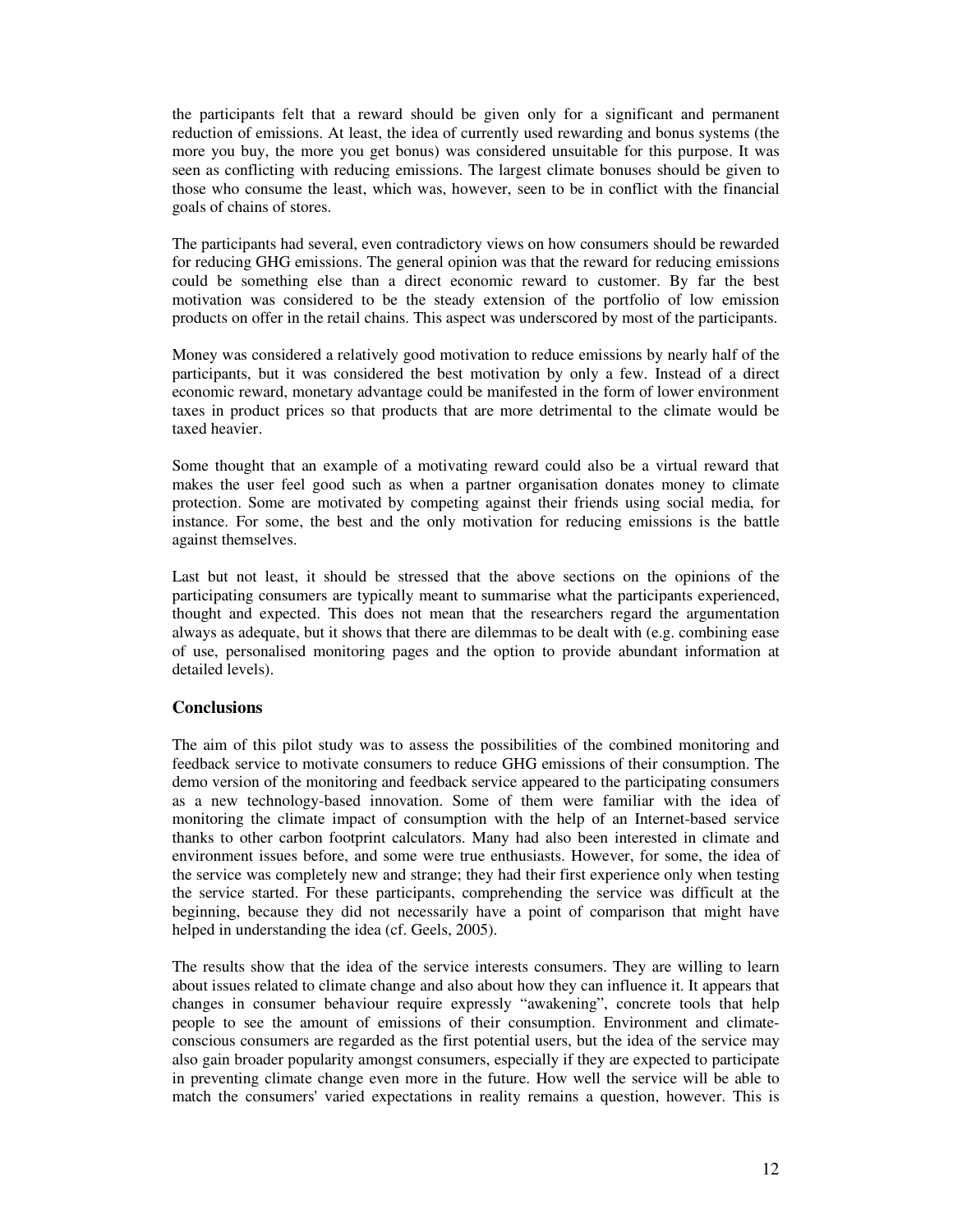the participants felt that a reward should be given only for a significant and permanent reduction of emissions. At least, the idea of currently used rewarding and bonus systems (the more you buy, the more you get bonus) was considered unsuitable for this purpose. It was seen as conflicting with reducing emissions. The largest climate bonuses should be given to those who consume the least, which was, however, seen to be in conflict with the financial goals of chains of stores.

The participants had several, even contradictory views on how consumers should be rewarded for reducing GHG emissions. The general opinion was that the reward for reducing emissions could be something else than a direct economic reward to customer. By far the best motivation was considered to be the steady extension of the portfolio of low emission products on offer in the retail chains. This aspect was underscored by most of the participants.

Money was considered a relatively good motivation to reduce emissions by nearly half of the participants, but it was considered the best motivation by only a few. Instead of a direct economic reward, monetary advantage could be manifested in the form of lower environment taxes in product prices so that products that are more detrimental to the climate would be taxed heavier.

Some thought that an example of a motivating reward could also be a virtual reward that makes the user feel good such as when a partner organisation donates money to climate protection. Some are motivated by competing against their friends using social media, for instance. For some, the best and the only motivation for reducing emissions is the battle against themselves.

Last but not least, it should be stressed that the above sections on the opinions of the participating consumers are typically meant to summarise what the participants experienced, thought and expected. This does not mean that the researchers regard the argumentation always as adequate, but it shows that there are dilemmas to be dealt with (e.g. combining ease of use, personalised monitoring pages and the option to provide abundant information at detailed levels).

## Conclusions

The aim of this pilot study was to assess the possibilities of the combined monitoring and feedback service to motivate consumers to reduce GHG emissions of their consumption. The demo version of the monitoring and feedback service appeared to the participating consumers as a new technology-based innovation. Some of them were familiar with the idea of monitoring the climate impact of consumption with the help of an Internet-based service thanks to other carbon footprint calculators. Many had also been interested in climate and environment issues before, and some were true enthusiasts. However, for some, the idea of the service was completely new and strange; they had their first experience only when testing the service started. For these participants, comprehending the service was difficult at the beginning, because they did not necessarily have a point of comparison that might have helped in understanding the idea (cf. Geels, 2005).

The results show that the idea of the service interests consumers. They are willing to learn about issues related to climate change and also about how they can influence it. It appears that changes in consumer behaviour require expressly "awakening", concrete tools that help people to see the amount of emissions of their consumption. Environment and climate-conscious consumers are regarded as the first potential users, but the idea of the service may also gain broader popularity amongst consumers, especially if they are expected to participate in preventing climate change even more in the future. How well the service will be able to match the consumers' varied expectations in reality remains a question, however. This is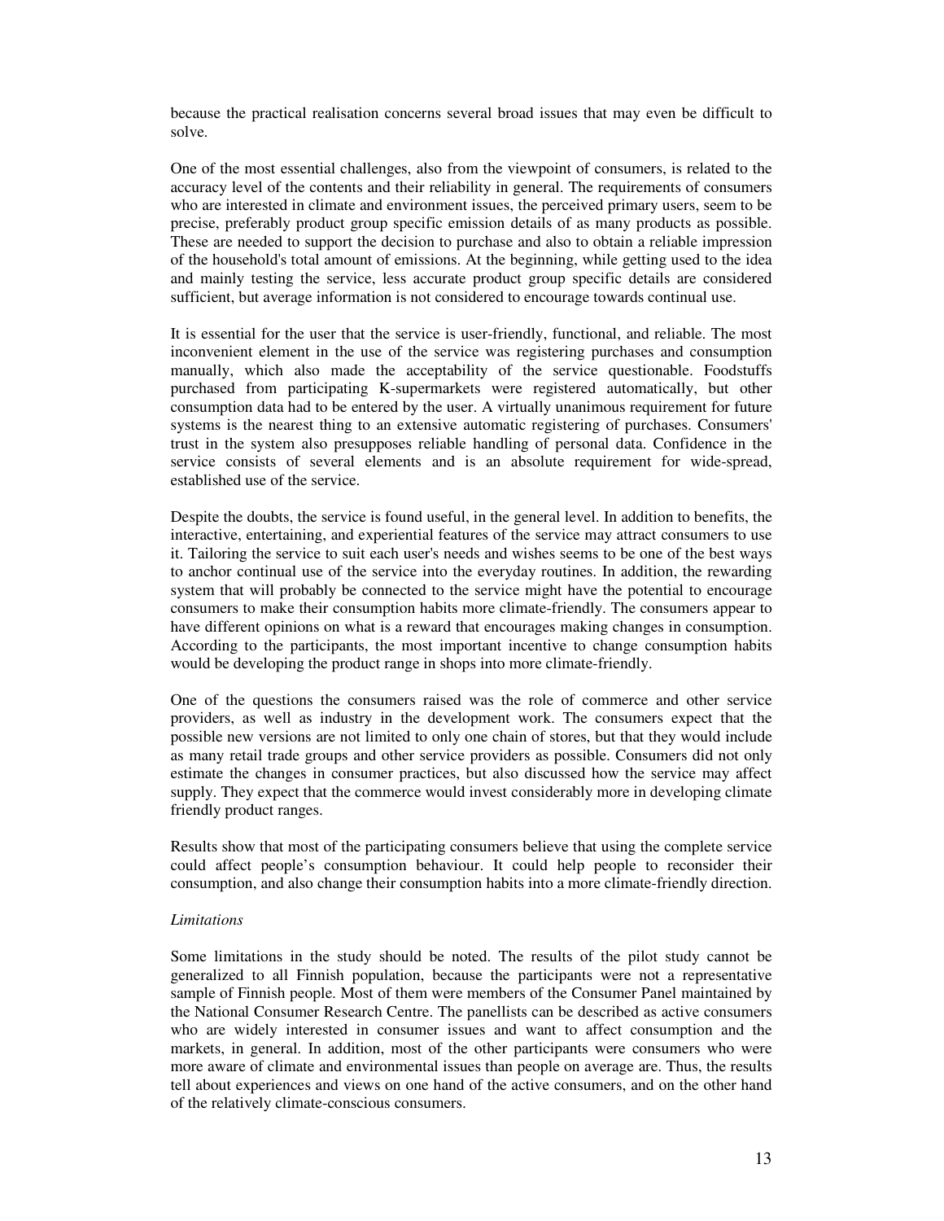because the practical realisation concerns several broad issues that may even be difficult to solve.

One of the most essential challenges, also from the viewpoint of consumers, is related to the accuracy level of the contents and their reliability in general. The requirements of consumers who are interested in climate and environment issues, the perceived primary users, seem to be precise, preferably product group specific emission details of as many products as possible. These are needed to support the decision to purchase and also to obtain a reliable impression of the household's total amount of emissions. At the beginning, while getting used to the idea and mainly testing the service, less accurate product group specific details are considered sufficient, but average information is not considered to encourage towards continual use.

It is essential for the user that the service is user-friendly, functional, and reliable. The most inconvenient element in the use of the service was registering purchases and consumption manually, which also made the acceptability of the service questionable. Foodstuffs purchased from participating K-supermarkets were registered automatically, but other consumption data had to be entered by the user. A virtually unanimous requirement for future systems is the nearest thing to an extensive automatic registering of purchases. Consumers' trust in the system also presupposes reliable handling of personal data. Confidence in the service consists of several elements and is an absolute requirement for wide-spread, established use of the service.

Despite the doubts, the service is found useful, in the general level. In addition to benefits, the interactive, entertaining, and experiential features of the service may attract consumers to use it. Tailoring the service to suit each user's needs and wishes seems to be one of the best ways to anchor continual use of the service into the everyday routines. In addition, the rewarding system that will probably be connected to the service might have the potential to encourage consumers to make their consumption habits more climate-friendly. The consumers appear to have different opinions on what is a reward that encourages making changes in consumption. According to the participants, the most important incentive to change consumption habits would be developing the product range in shops into more climate-friendly.

One of the questions the consumers raised was the role of commerce and other service providers, as well as industry in the development work. The consumers expect that the possible new versions are not limited to only one chain of stores, but that they would include as many retail trade groups and other service providers as possible. Consumers did not only estimate the changes in consumer practices, but also discussed how the service may affect supply. They expect that the commerce would invest considerably more in developing climate friendly product ranges.

Results show that most of the participating consumers believe that using the complete service could affect people's consumption behaviour. It could help people to reconsider their consumption, and also change their consumption habits into a more climate-friendly direction.

*Limitations*

Some limitations in the study should be noted. The results of the pilot study cannot be generalized to all Finnish population, because the participants were not a representative sample of Finnish people. Most of them were members of the Consumer Panel maintained by the National Consumer Research Centre. The panellists can be described as active consumers who are widely interested in consumer issues and want to affect consumption and the markets, in general. In addition, most of the other participants were consumers who were more aware of climate and environmental issues than people on average are. Thus, the results tell about experiences and views on one hand of the active consumers, and on the other hand of the relatively climate-conscious consumers.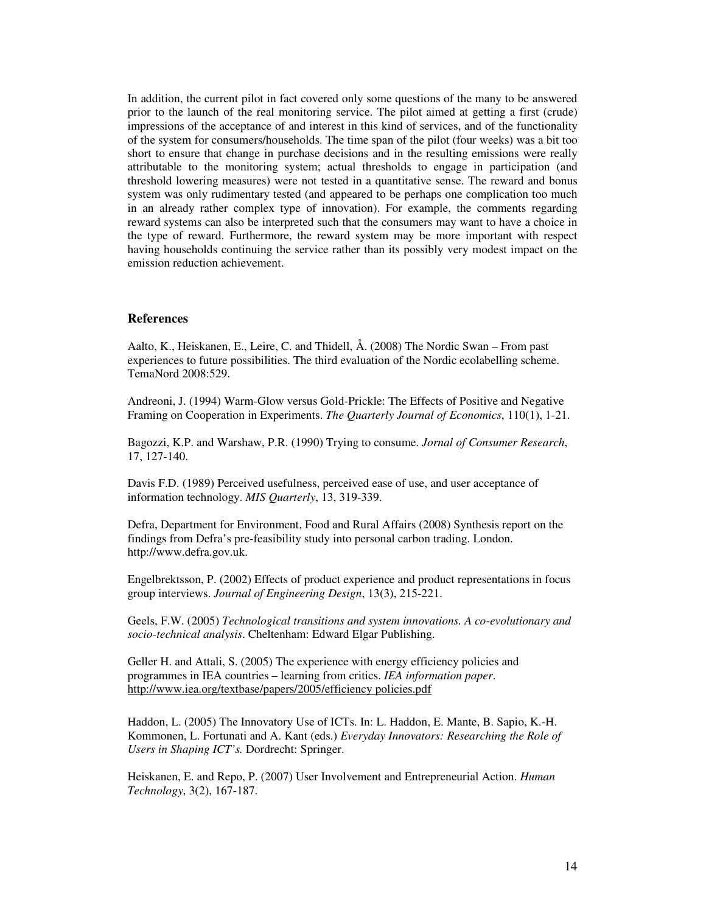In addition, the current pilot in fact covered only some questions of the many to be answered prior to the launch of the real monitoring service. The pilot aimed at getting a first (crude) impressions of the acceptance of and interest in this kind of services, and of the functionality of the system for consumers/households. The time span of the pilot (four weeks) was a bit too short to ensure that change in purchase decisions and in the resulting emissions were really attributable to the monitoring system; actual thresholds to engage in participation (and threshold lowering measures) were not tested in a quantitative sense. The reward and bonus system was only rudimentary tested (and appeared to be perhaps one complication too much in an already rather complex type of innovation). For example, the comments regarding reward systems can also be interpreted such that the consumers may want to have a choice in the type of reward. Furthermore, the reward system may be more important with respect having households continuing the service rather than its possibly very modest impact on the emission reduction achievement.

## References

Aalto, K., Heiskanen, E., Leire, C. and Thidell, Å. (2008) The Nordic Swan – From past experiences to future possibilities. The third evaluation of the Nordic ecolabelling scheme. TemaNord 2008:529.

Andreoni, J. (1994) Warm-Glow versus Gold-Prickle: The Effects of Positive and Negative Framing on Cooperation in Experiments. *The Quarterly Journal of Economics*, 110(1), 1-21.

Bagozzi, K.P. and Warshaw, P.R. (1990) Trying to consume. *Jornal of Consumer Research*, 17, 127-140.

Davis F.D. (1989) Perceived usefulness, perceived ease of use, and user acceptance of information technology. *MIS Quarterly*, 13, 319-339.

Defra, Department for Environment, Food and Rural Affairs (2008) Synthesis report on the findings from Defra's pre-feasibility study into personal carbon trading. London. http://www.defra.gov.uk.

Engelbrektsson, P. (2002) Effects of product experience and product representations in focus group interviews. *Journal of Engineering Design*, 13(3), 215-221.

Geels, F.W. (2005) *Technological transitions and system innovations. A co-evolutionary and socio-technical analysis*. Cheltenham: Edward Elgar Publishing.

Geller H. and Attali, S. (2005) The experience with energy efficiency policies and programmes in IEA countries – learning from critics. *IEA information paper*. http://www.iea.org/textbase/papers/2005/efficiency policies.pdf

Haddon, L. (2005) The Innovatory Use of ICTs. In: L. Haddon, E. Mante, B. Sapio, K.-H. Kommonen, L. Fortunati and A. Kant (eds.) *Everyday Innovators: Researching the Role of Users in Shaping ICT's.* Dordrecht: Springer.

Heiskanen, E. and Repo, P. (2007) User Involvement and Entrepreneurial Action. *Human Technology*, 3(2), 167-187.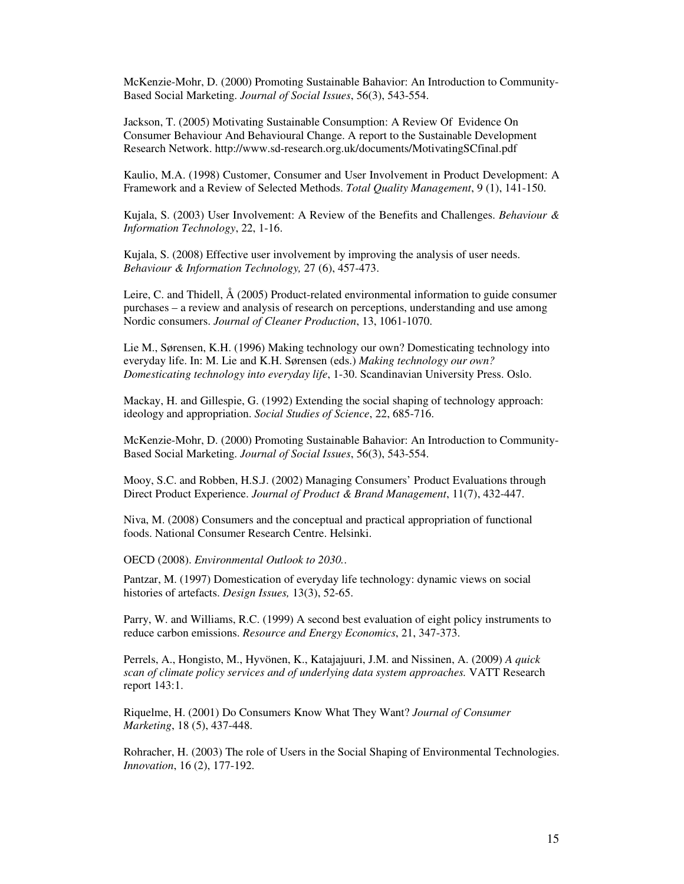McKenzie-Mohr, D. (2000) Promoting Sustainable Bahavior: An Introduction to Community-Based Social Marketing. *Journal of Social Issues*, 56(3), 543-554.

Jackson, T. (2005) Motivating Sustainable Consumption: A Review Of Evidence On Consumer Behaviour And Behavioural Change. A report to the Sustainable Development Research Network. http://www.sd-research.org.uk/documents/MotivatingSCfinal.pdf

Kaulio, M.A. (1998) Customer, Consumer and User Involvement in Product Development: A Framework and a Review of Selected Methods. *Total Quality Management*, 9 (1), 141-150.

Kujala, S. (2003) User Involvement: A Review of the Benefits and Challenges. *Behaviour & Information Technology*, 22, 1-16.

Kujala, S. (2008) Effective user involvement by improving the analysis of user needs. *Behaviour & Information Technology,* 27 (6), 457-473.

Leire, C. and Thidell, Å (2005) Product-related environmental information to guide consumer purchases – a review and analysis of research on perceptions, understanding and use among Nordic consumers. *Journal of Cleaner Production*, 13, 1061-1070.

Lie M., Sørensen, K.H. (1996) Making technology our own? Domesticating technology into everyday life. In: M. Lie and K.H. Sørensen (eds.) *Making technology our own? Domesticating technology into everyday life*, 1-30. Scandinavian University Press. Oslo.

Mackay, H. and Gillespie, G. (1992) Extending the social shaping of technology approach: ideology and appropriation. *Social Studies of Science*, 22, 685-716.

McKenzie-Mohr, D. (2000) Promoting Sustainable Bahavior: An Introduction to Community-Based Social Marketing. *Journal of Social Issues*, 56(3), 543-554.

Mooy, S.C. and Robben, H.S.J. (2002) Managing Consumers' Product Evaluations through Direct Product Experience. *Journal of Product & Brand Management*, 11(7), 432-447.

Niva, M. (2008) Consumers and the conceptual and practical appropriation of functional foods. National Consumer Research Centre. Helsinki.

OECD (2008). *Environmental Outlook to 2030..*

Pantzar, M. (1997) Domestication of everyday life technology: dynamic views on social histories of artefacts. *Design Issues,* 13(3), 52-65.

Parry, W. and Williams, R.C. (1999) A second best evaluation of eight policy instruments to reduce carbon emissions. *Resource and Energy Economics*, 21, 347-373.

Perrels, A., Hongisto, M., Hyvönen, K., Katajajuuri, J.M. and Nissinen, A. (2009) *A quick scan of climate policy services and of underlying data system approaches.* VATT Research report 143:1.

Riquelme, H. (2001) Do Consumers Know What They Want? *Journal of Consumer Marketing*, 18 (5), 437-448.

Rohracher, H. (2003) The role of Users in the Social Shaping of Environmental Technologies. *Innovation*, 16 (2), 177-192.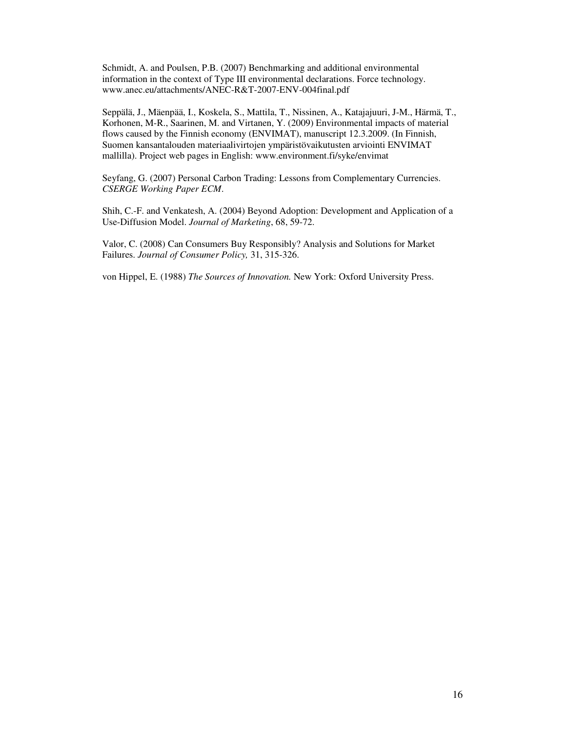Schmidt, A. and Poulsen, P.B. (2007) Benchmarking and additional environmental information in the context of Type III environmental declarations. Force technology. www.anec.eu/attachments/ANEC-R&T-2007-ENV-004final.pdf

Seppälä, J., Mäenpää, I., Koskela, S., Mattila, T., Nissinen, A., Katajajuuri, J-M., Härmä, T., Korhonen, M-R., Saarinen, M. and Virtanen, Y. (2009) Environmental impacts of material flows caused by the Finnish economy (ENVIMAT), manuscript 12.3.2009. (In Finnish, Suomen kansantalouden materiaalivirtojen ympäristövaikutusten arviointi ENVIMAT mallilla). Project web pages in English: www.environment.fi/syke/envimat

Seyfang, G. (2007) Personal Carbon Trading: Lessons from Complementary Currencies. *CSERGE Working Paper ECM*.

Shih, C.-F. and Venkatesh, A. (2004) Beyond Adoption: Development and Application of a Use-Diffusion Model. *Journal of Marketing*, 68, 59-72.

Valor, C. (2008) Can Consumers Buy Responsibly? Analysis and Solutions for Market Failures. *Journal of Consumer Policy,* 31, 315-326.

von Hippel, E. (1988) *The Sources of Innovation.* New York: Oxford University Press.